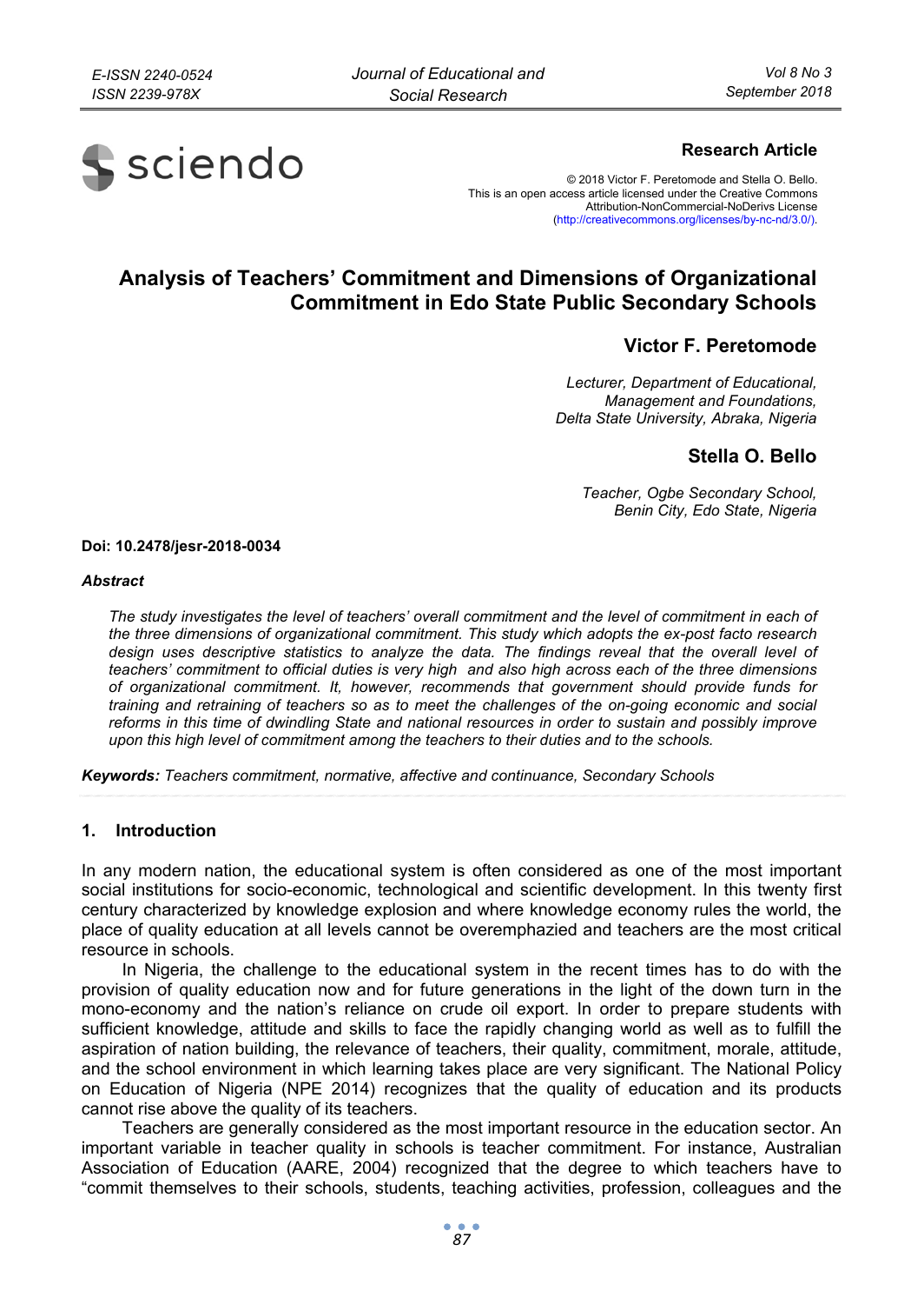**Research Article**

© 2018 Victor F. Peretomode and Stella O. Bello.
This is an open access article licensed under the Creative Commons Attribution-NonCommercial-NoDerivs License (http://creativecommons.org/licenses/by-nc-nd/3.0/).

# Analysis of Teachers' Commitment and Dimensions of Organizational Commitment in Edo State Public Secondary Schools

**Victor F. Peretomode**

*Lecturer, Department of Educational, Management and Foundations, Delta State University, Abraka, Nigeria*

**Stella O. Bello**

*Teacher, Ogbe Secondary School, Benin City, Edo State, Nigeria*

**Doi: 10.2478/jesr-2018-0034**

***Abstract***

*The study investigates the level of teachers' overall commitment and the level of commitment in each of the three dimensions of organizational commitment. This study which adopts the ex-post facto research design uses descriptive statistics to analyze the data. The findings reveal that the overall level of teachers' commitment to official duties is very high and also high across each of the three dimensions of organizational commitment. It, however, recommends that government should provide funds for training and retraining of teachers so as to meet the challenges of the on-going economic and social reforms in this time of dwindling State and national resources in order to sustain and possibly improve upon this high level of commitment among the teachers to their duties and to the schools.*

***Keywords:*** *Teachers commitment, normative, affective and continuance, Secondary Schools*

## 1. Introduction

In any modern nation, the educational system is often considered as one of the most important social institutions for socio-economic, technological and scientific development. In this twenty first century characterized by knowledge explosion and where knowledge economy rules the world, the place of quality education at all levels cannot be overemphazied and teachers are the most critical resource in schools.

In Nigeria, the challenge to the educational system in the recent times has to do with the provision of quality education now and for future generations in the light of the down turn in the mono-economy and the nation's reliance on crude oil export. In order to prepare students with sufficient knowledge, attitude and skills to face the rapidly changing world as well as to fulfill the aspiration of nation building, the relevance of teachers, their quality, commitment, morale, attitude, and the school environment in which learning takes place are very significant. The National Policy on Education of Nigeria (NPE 2014) recognizes that the quality of education and its products cannot rise above the quality of its teachers.

Teachers are generally considered as the most important resource in the education sector. An important variable in teacher quality in schools is teacher commitment. For instance, Australian Association of Education (AARE, 2004) recognized that the degree to which teachers have to "commit themselves to their schools, students, teaching activities, profession, colleagues and the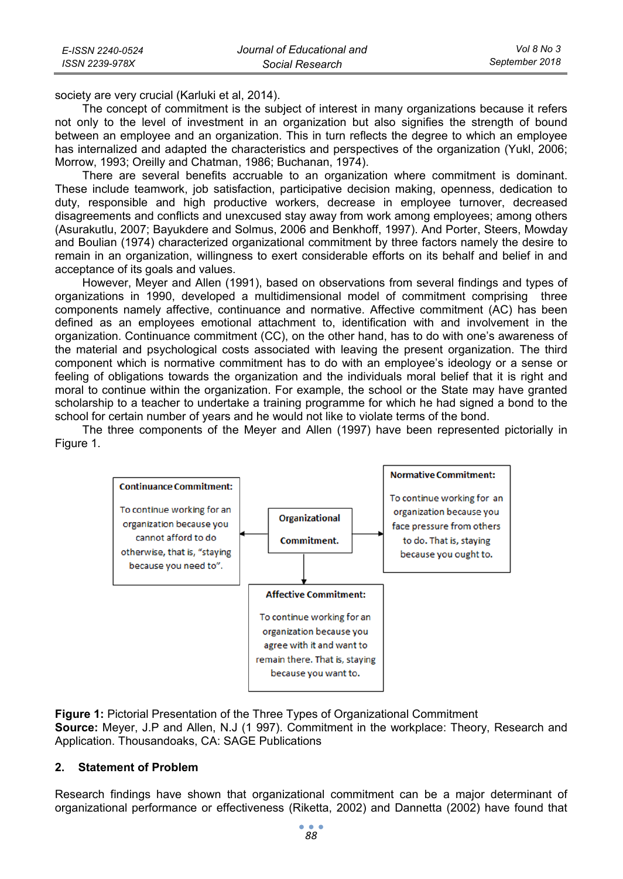society are very crucial (Karluki et al, 2014).

The concept of commitment is the subject of interest in many organizations because it refers not only to the level of investment in an organization but also signifies the strength of bound between an employee and an organization. This in turn reflects the degree to which an employee has internalized and adapted the characteristics and perspectives of the organization (Yukl, 2006; Morrow, 1993; Oreilly and Chatman, 1986; Buchanan, 1974).

There are several benefits accruable to an organization where commitment is dominant. These include teamwork, job satisfaction, participative decision making, openness, dedication to duty, responsible and high productive workers, decrease in employee turnover, decreased disagreements and conflicts and unexcused stay away from work among employees; among others (Asurakutlu, 2007; Bayukdere and Solmus, 2006 and Benkhoff, 1997). And Porter, Steers, Mowday and Boulian (1974) characterized organizational commitment by three factors namely the desire to remain in an organization, willingness to exert considerable efforts on its behalf and belief in and acceptance of its goals and values.

However, Meyer and Allen (1991), based on observations from several findings and types of organizations in 1990, developed a multidimensional model of commitment comprising three components namely affective, continuance and normative. Affective commitment (AC) has been defined as an employees emotional attachment to, identification with and involvement in the organization. Continuance commitment (CC), on the other hand, has to do with one's awareness of the material and psychological costs associated with leaving the present organization. The third component which is normative commitment has to do with an employee's ideology or a sense or feeling of obligations towards the organization and the individuals moral belief that it is right and moral to continue within the organization. For example, the school or the State may have granted scholarship to a teacher to undertake a training programme for which he had signed a bond to the school for certain number of years and he would not like to violate terms of the bond.

The three components of the Meyer and Allen (1997) have been represented pictorially in Figure 1.

**Organizational Commitment.**

**Continuance Commitment:** To continue working for an organization because you cannot afford to do otherwise, that is, "staying because you need to".

**Normative Commitment:** To continue working for an organization because you face pressure from others to do. That is, staying because you ought to.

**Affective Commitment:** To continue working for an organization because you agree with it and want to remain there. That is, staying because you want to.

**Figure 1:** Pictorial Presentation of the Three Types of Organizational Commitment
**Source:** Meyer, J.P and Allen, N.J (1 997). Commitment in the workplace: Theory, Research and Application. Thousandoaks, CA: SAGE Publications

## 2. Statement of Problem

Research findings have shown that organizational commitment can be a major determinant of organizational performance or effectiveness (Riketta, 2002) and Dannetta (2002) have found that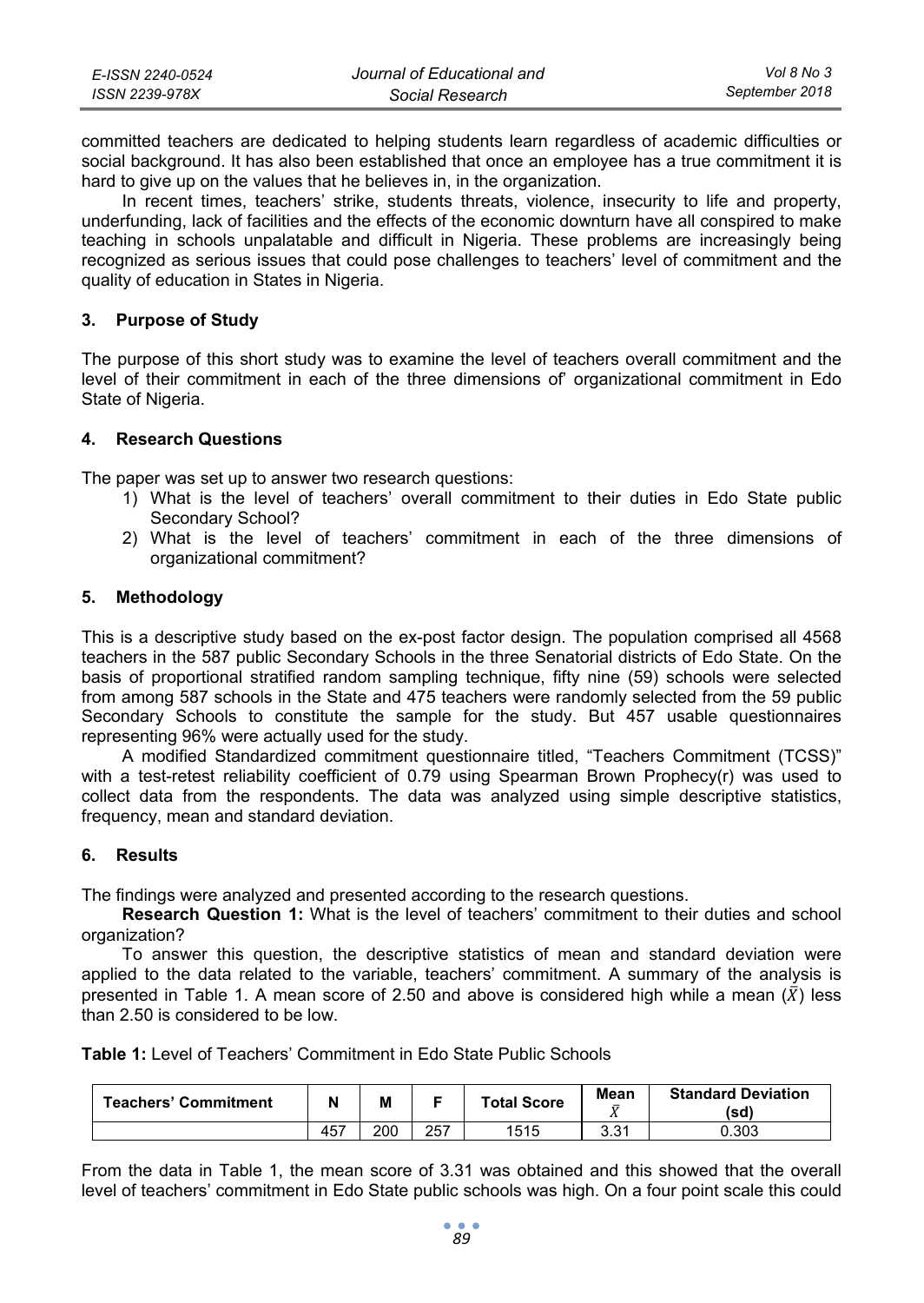committed teachers are dedicated to helping students learn regardless of academic difficulties or social background. It has also been established that once an employee has a true commitment it is hard to give up on the values that he believes in, in the organization.

In recent times, teachers' strike, students threats, violence, insecurity to life and property, underfunding, lack of facilities and the effects of the economic downturn have all conspired to make teaching in schools unpalatable and difficult in Nigeria. These problems are increasingly being recognized as serious issues that could pose challenges to teachers' level of commitment and the quality of education in States in Nigeria.

## 3. Purpose of Study

The purpose of this short study was to examine the level of teachers overall commitment and the level of their commitment in each of the three dimensions of' organizational commitment in Edo State of Nigeria.

## 4. Research Questions

The paper was set up to answer two research questions:

1) What is the level of teachers' overall commitment to their duties in Edo State public Secondary School?
2) What is the level of teachers' commitment in each of the three dimensions of organizational commitment?

## 5. Methodology

This is a descriptive study based on the ex-post factor design. The population comprised all 4568 teachers in the 587 public Secondary Schools in the three Senatorial districts of Edo State. On the basis of proportional stratified random sampling technique, fifty nine (59) schools were selected from among 587 schools in the State and 475 teachers were randomly selected from the 59 public Secondary Schools to constitute the sample for the study. But 457 usable questionnaires representing 96% were actually used for the study.

A modified Standardized commitment questionnaire titled, "Teachers Commitment (TCSS)" with a test-retest reliability coefficient of 0.79 using Spearman Brown Prophecy(r) was used to collect data from the respondents. The data was analyzed using simple descriptive statistics, frequency, mean and standard deviation.

## 6. Results

The findings were analyzed and presented according to the research questions.

**Research Question 1:** What is the level of teachers' commitment to their duties and school organization?

To answer this question, the descriptive statistics of mean and standard deviation were applied to the data related to the variable, teachers' commitment. A summary of the analysis is presented in Table 1. A mean score of 2.50 and above is considered high while a mean ($\bar{X}$) less than 2.50 is considered to be low.

**Table 1:** Level of Teachers' Commitment in Edo State Public Schools

| Teachers' Commitment | N | M | F | Total Score | Mean $\bar{X}$ | Standard Deviation (sd) |
|---|---|---|---|---|---|---|
| | 457 | 200 | 257 | 1515 | 3.31 | 0.303 |

From the data in Table 1, the mean score of 3.31 was obtained and this showed that the overall level of teachers' commitment in Edo State public schools was high. On a four point scale this could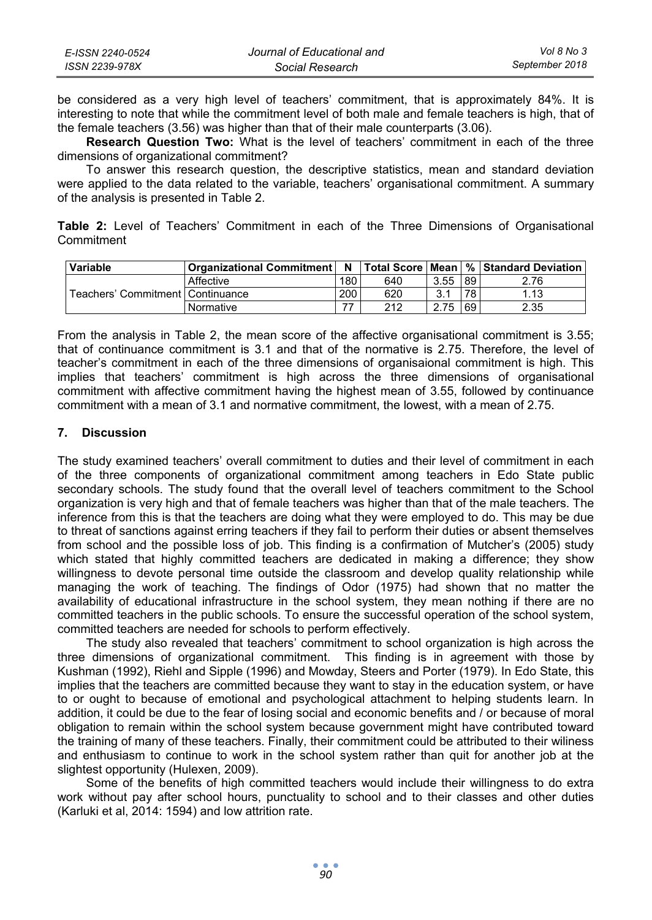be considered as a very high level of teachers' commitment, that is approximately 84%. It is interesting to note that while the commitment level of both male and female teachers is high, that of the female teachers (3.56) was higher than that of their male counterparts (3.06).

**Research Question Two:** What is the level of teachers' commitment in each of the three dimensions of organizational commitment?

To answer this research question, the descriptive statistics, mean and standard deviation were applied to the data related to the variable, teachers' organisational commitment. A summary of the analysis is presented in Table 2.

**Table 2:** Level of Teachers' Commitment in each of the Three Dimensions of Organisational Commitment

| Variable | Organizational Commitment | N | Total Score | Mean | % | Standard Deviation |
|---|---|---|---|---|---|---|
| Teachers' Commitment | Affective | 180 | 640 | 3.55 | 89 | 2.76 |
| | Continuance | 200 | 620 | 3.1 | 78 | 1.13 |
| | Normative | 77 | 212 | 2.75 | 69 | 2.35 |

From the analysis in Table 2, the mean score of the affective organisational commitment is 3.55; that of continuance commitment is 3.1 and that of the normative is 2.75. Therefore, the level of teacher's commitment in each of the three dimensions of organisaional commitment is high. This implies that teachers' commitment is high across the three dimensions of organisational commitment with affective commitment having the highest mean of 3.55, followed by continuance commitment with a mean of 3.1 and normative commitment, the lowest, with a mean of 2.75.

## 7. Discussion

The study examined teachers' overall commitment to duties and their level of commitment in each of the three components of organizational commitment among teachers in Edo State public secondary schools. The study found that the overall level of teachers commitment to the School organization is very high and that of female teachers was higher than that of the male teachers. The inference from this is that the teachers are doing what they were employed to do. This may be due to threat of sanctions against erring teachers if they fail to perform their duties or absent themselves from school and the possible loss of job. This finding is a confirmation of Mutcher's (2005) study which stated that highly committed teachers are dedicated in making a difference; they show willingness to devote personal time outside the classroom and develop quality relationship while managing the work of teaching. The findings of Odor (1975) had shown that no matter the availability of educational infrastructure in the school system, they mean nothing if there are no committed teachers in the public schools. To ensure the successful operation of the school system, committed teachers are needed for schools to perform effectively.

The study also revealed that teachers' commitment to school organization is high across the three dimensions of organizational commitment. This finding is in agreement with those by Kushman (1992), Riehl and Sipple (1996) and Mowday, Steers and Porter (1979). In Edo State, this implies that the teachers are committed because they want to stay in the education system, or have to or ought to because of emotional and psychological attachment to helping students learn. In addition, it could be due to the fear of losing social and economic benefits and / or because of moral obligation to remain within the school system because government might have contributed toward the training of many of these teachers. Finally, their commitment could be attributed to their wiliness and enthusiasm to continue to work in the school system rather than quit for another job at the slightest opportunity (Hulexen, 2009).

Some of the benefits of high committed teachers would include their willingness to do extra work without pay after school hours, punctuality to school and to their classes and other duties (Karluki et al, 2014: 1594) and low attrition rate.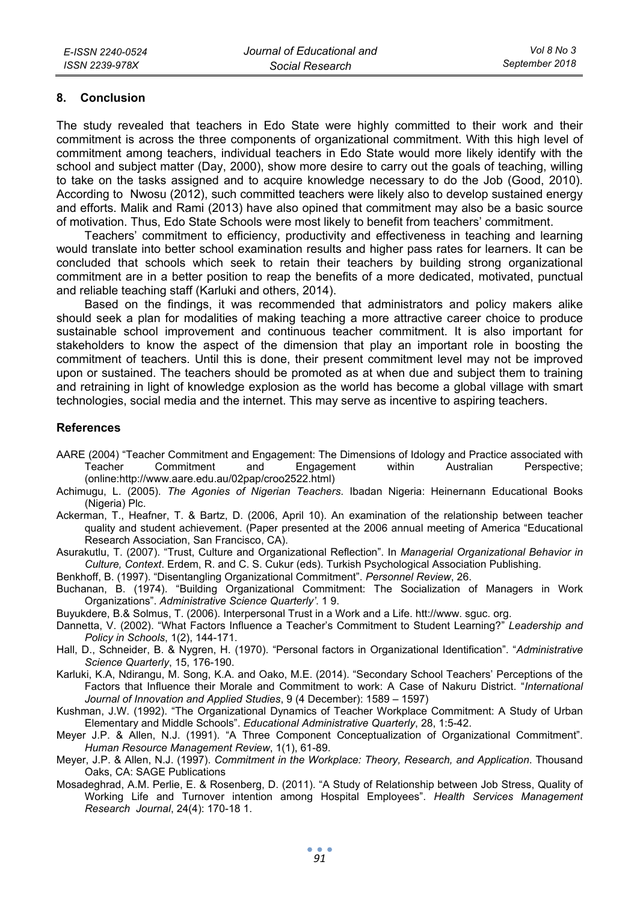## 8. Conclusion

The study revealed that teachers in Edo State were highly committed to their work and their commitment is across the three components of organizational commitment. With this high level of commitment among teachers, individual teachers in Edo State would more likely identify with the school and subject matter (Day, 2000), show more desire to carry out the goals of teaching, willing to take on the tasks assigned and to acquire knowledge necessary to do the Job (Good, 2010). According to Nwosu (2012), such committed teachers were likely also to develop sustained energy and efforts. Malik and Rami (2013) have also opined that commitment may also be a basic source of motivation. Thus, Edo State Schools were most likely to benefit from teachers' commitment.

Teachers' commitment to efficiency, productivity and effectiveness in teaching and learning would translate into better school examination results and higher pass rates for learners. It can be concluded that schools which seek to retain their teachers by building strong organizational commitment are in a better position to reap the benefits of a more dedicated, motivated, punctual and reliable teaching staff (Karluki and others, 2014).

Based on the findings, it was recommended that administrators and policy makers alike should seek a plan for modalities of making teaching a more attractive career choice to produce sustainable school improvement and continuous teacher commitment. It is also important for stakeholders to know the aspect of the dimension that play an important role in boosting the commitment of teachers. Until this is done, their present commitment level may not be improved upon or sustained. The teachers should be promoted as at when due and subject them to training and retraining in light of knowledge explosion as the world has become a global village with smart technologies, social media and the internet. This may serve as incentive to aspiring teachers.

## References

AARE (2004) "Teacher Commitment and Engagement: The Dimensions of Idology and Practice associated with Teacher Commitment and Engagement within Australian Perspective; (online:http://www.aare.edu.au/02pap/croo2522.html)

Achimugu, L. (2005). *The Agonies of Nigerian Teachers*. Ibadan Nigeria: Heinernann Educational Books (Nigeria) Plc.

Ackerman, T., Heafner, T. & Bartz, D. (2006, April 10). An examination of the relationship between teacher quality and student achievement. (Paper presented at the 2006 annual meeting of America "Educational Research Association, San Francisco, CA).

Asurakutlu, T. (2007). "Trust, Culture and Organizational Reflection". In *Managerial Organizational Behavior in Culture, Context*. Erdem, R. and C. S. Cukur (eds). Turkish Psychological Association Publishing.

Benkhoff, B. (1997). "Disentangling Organizational Commitment". *Personnel Review*, 26.

Buchanan, B. (1974). "Building Organizational Commitment: The Socialization of Managers in Work Organizations". *Administrative Science Quarterly'*. 1 9.

Buyukdere, B.& Solmus, T. (2006). Interpersonal Trust in a Work and a Life. htt://www. sguc. org.

Dannetta, V. (2002). "What Factors Influence a Teacher's Commitment to Student Learning?" *Leadership and Policy in Schools*, 1(2), 144-171.

Hall, D., Schneider, B. & Nygren, H. (1970). "Personal factors in Organizational Identification". "*Administrative Science Quarterly*, 15, 176-190.

Karluki, K.A, Ndirangu, M. Song, K.A. and Oako, M.E. (2014). "Secondary School Teachers' Perceptions of the Factors that Influence their Morale and Commitment to work: A Case of Nakuru District. "*International Journal of Innovation and Applied Studies*, 9 (4 December): 1589 – 1597)

Kushman, J.W. (1992). "The Organizational Dynamics of Teacher Workplace Commitment: A Study of Urban Elementary and Middle Schools". *Educational Administrative Quarterly*, 28, 1:5-42.

Meyer J.P. & Allen, N.J. (1991). "A Three Component Conceptualization of Organizational Commitment". *Human Resource Management Review*, 1(1), 61-89.

Meyer, J.P. & Allen, N.J. (1997). *Commitment in the Workplace: Theory, Research, and Application*. Thousand Oaks, CA: SAGE Publications

Mosadeghrad, A.M. Perlie, E. & Rosenberg, D. (2011). "A Study of Relationship between Job Stress, Quality of Working Life and Turnover intention among Hospital Employees". *Health Services Management Research Journal*, 24(4): 170-18 1.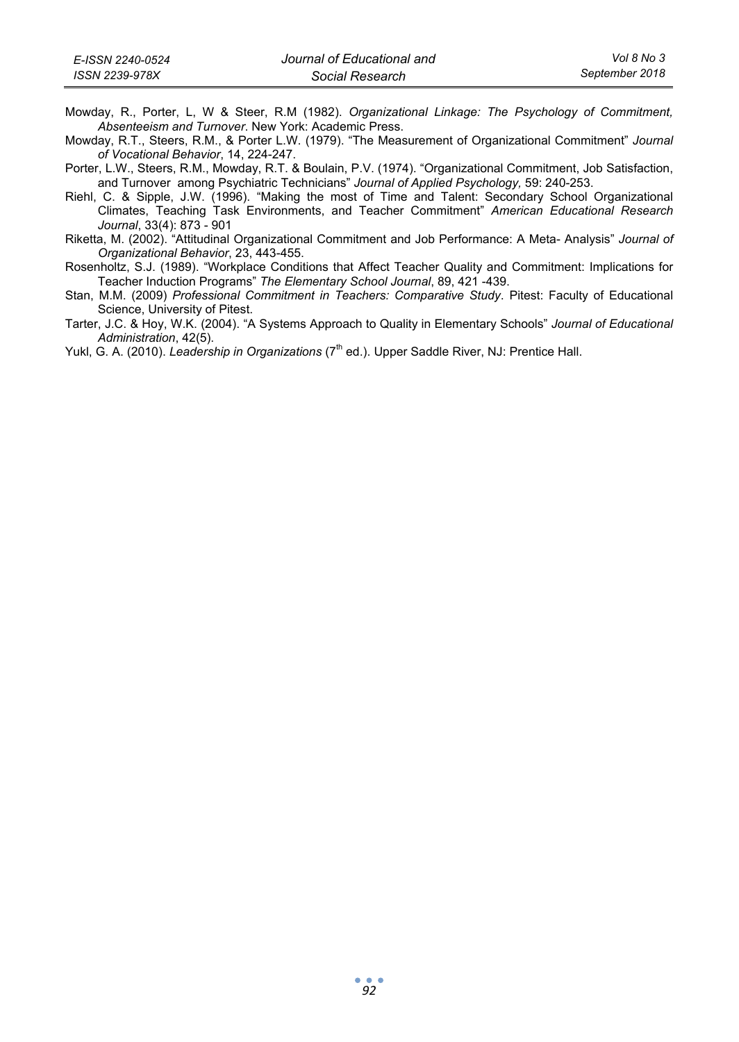Mowday, R., Porter, L, W & Steer, R.M (1982). *Organizational Linkage: The Psychology of Commitment, Absenteeism and Turnover*. New York: Academic Press.

Mowday, R.T., Steers, R.M., & Porter L.W. (1979). "The Measurement of Organizational Commitment" *Journal of Vocational Behavior*, 14, 224-247.

Porter, L.W., Steers, R.M., Mowday, R.T. & Boulain, P.V. (1974). "Organizational Commitment, Job Satisfaction, and Turnover among Psychiatric Technicians" *Journal of Applied Psychology,* 59: 240-253.

Riehl, C. & Sipple, J.W. (1996). "Making the most of Time and Talent: Secondary School Organizational Climates, Teaching Task Environments, and Teacher Commitment" *American Educational Research Journal*, 33(4): 873 - 901

Riketta, M. (2002). "Attitudinal Organizational Commitment and Job Performance: A Meta- Analysis" *Journal of Organizational Behavior*, 23, 443-455.

Rosenholtz, S.J. (1989). "Workplace Conditions that Affect Teacher Quality and Commitment: Implications for Teacher Induction Programs" *The Elementary School Journal*, 89, 421 -439.

Stan, M.M. (2009) *Professional Commitment in Teachers: Comparative Study*. Pitest: Faculty of Educational Science, University of Pitest.

Tarter, J.C. & Hoy, W.K. (2004). "A Systems Approach to Quality in Elementary Schools" *Journal of Educational Administration*, 42(5).

Yukl, G. A. (2010). *Leadership in Organizations* (7th ed.). Upper Saddle River, NJ: Prentice Hall.